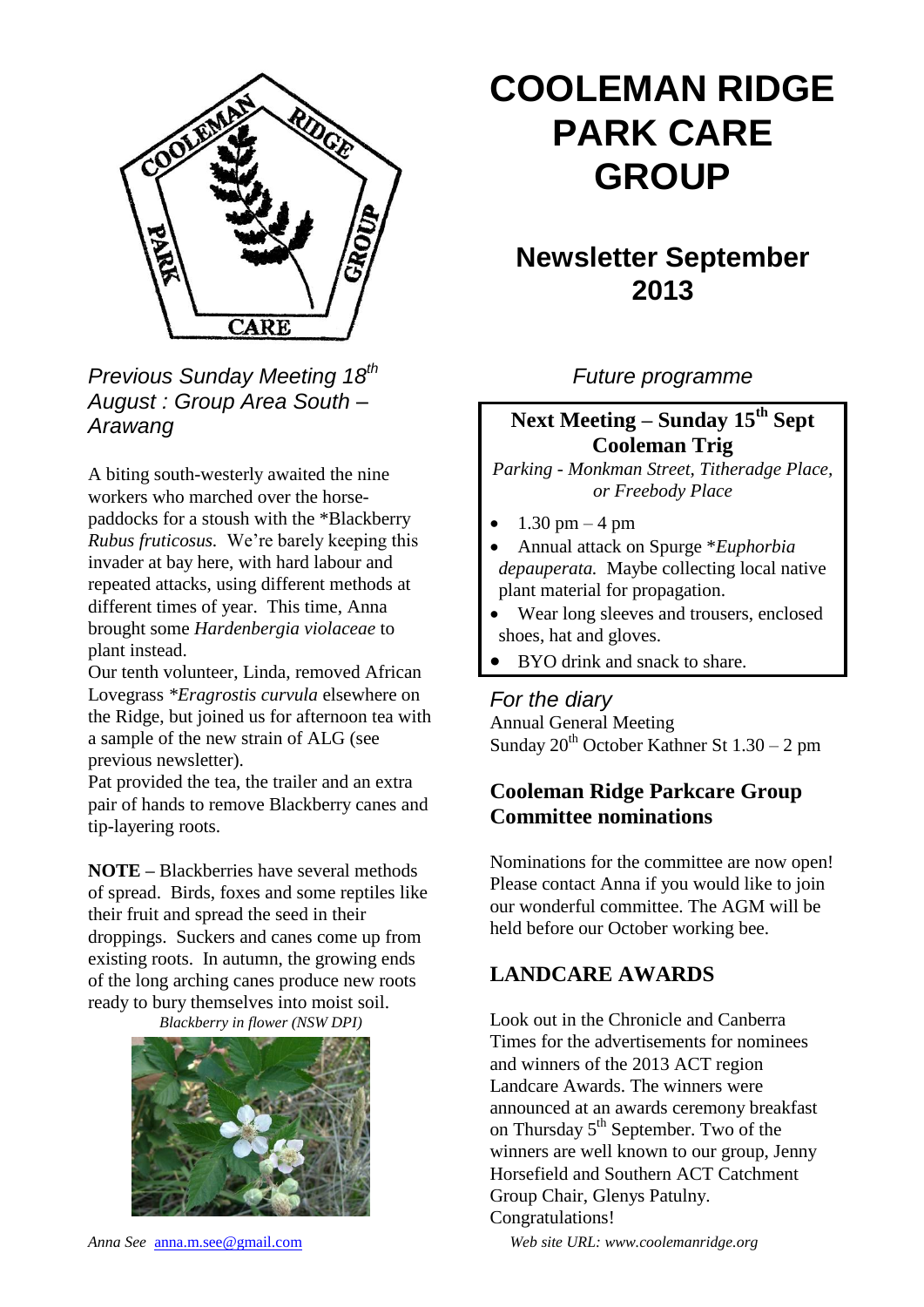# COOLEMAN RIDGE PARK CARE GROUP

## Newsletter September 2013

### *Previous Sunday Meeting 18th August : Group Area South – Arawang*

A biting south-westerly awaited the nine workers who marched over the horse-paddocks for a stoush with the *Blackberry *Rubus fruticosus.* We're barely keeping this invader at bay here, with hard labour and repeated attacks, using different methods at different times of year. This time, Anna brought some *Hardenbergia violaceae* to plant instead.

Our tenth volunteer, Linda, removed African Lovegrass **Eragrostis curvula* elsewhere on the Ridge, but joined us for afternoon tea with a sample of the new strain of ALG (see previous newsletter).

Pat provided the tea, the trailer and an extra pair of hands to remove Blackberry canes and tip-layering roots.

**NOTE –** Blackberries have several methods of spread. Birds, foxes and some reptiles like their fruit and spread the seed in their droppings. Suckers and canes come up from existing roots. In autumn, the growing ends of the long arching canes produce new roots ready to bury themselves into moist soil.

*Blackberry in flower (NSW DPI)*

### *Future programme*

**Next Meeting – Sunday 15th Sept**
**Cooleman Trig**
*Parking - Monkman Street, Titheradge Place, or Freebody Place*

- 1.30 pm – 4 pm
- Annual attack on Spurge **Euphorbia depauperata.* Maybe collecting local native plant material for propagation.
- Wear long sleeves and trousers, enclosed shoes, hat and gloves.
- BYO drink and snack to share.

### *For the diary*

Annual General Meeting
Sunday 20th October Kathner St 1.30 – 2 pm

### Cooleman Ridge Parkcare Group Committee nominations

Nominations for the committee are now open! Please contact Anna if you would like to join our wonderful committee. The AGM will be held before our October working bee.

### LANDCARE AWARDS

Look out in the Chronicle and Canberra Times for the advertisements for nominees and winners of the 2013 ACT region Landcare Awards. The winners were announced at an awards ceremony breakfast on Thursday 5th September. Two of the winners are well known to our group, Jenny Horsefield and Southern ACT Catchment Group Chair, Glenys Patulny. Congratulations!

*Anna See* anna.m.see@gmail.com

*Web site URL: www.coolemanridge.org*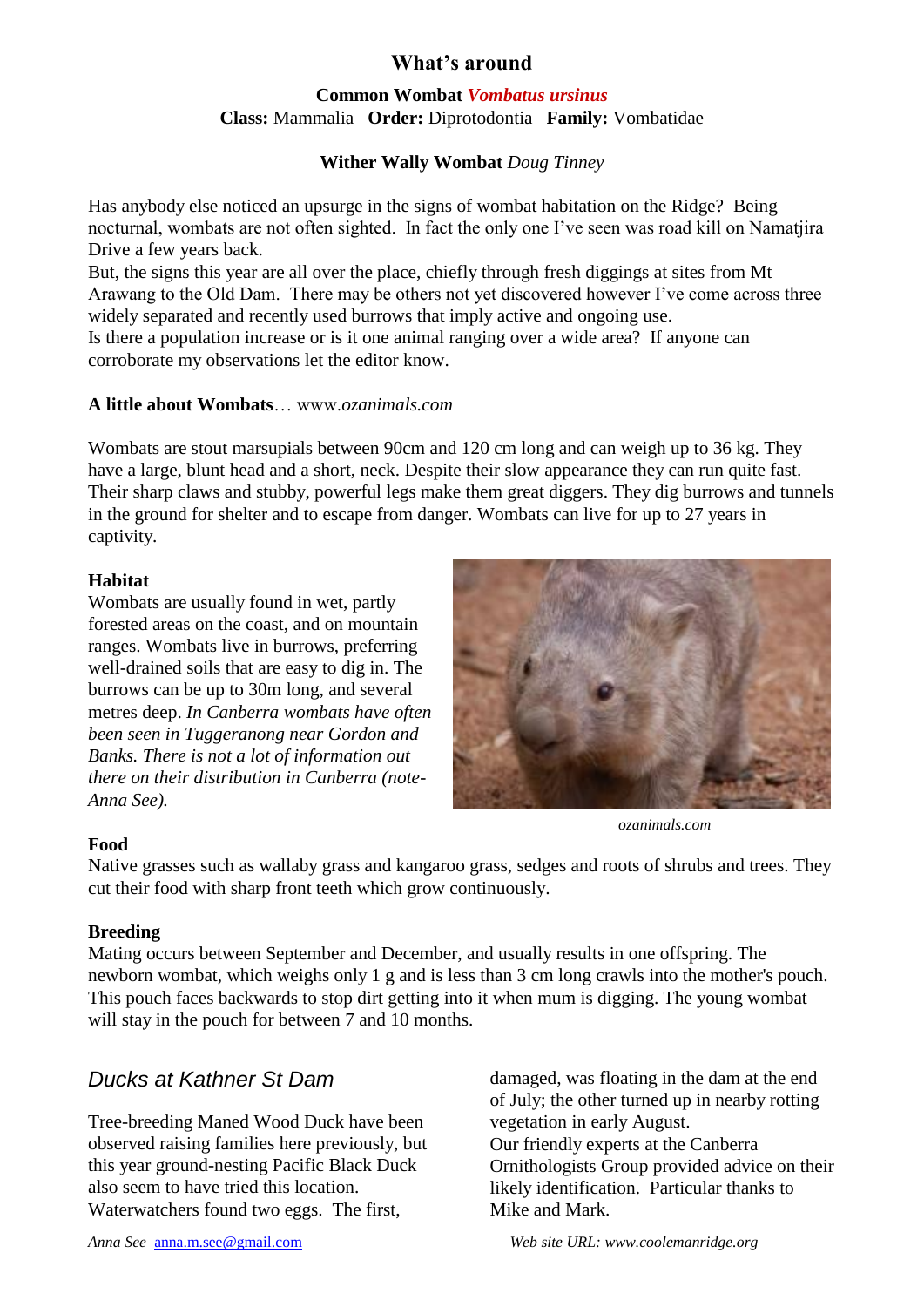## What's around

**Common Wombat** ***Vombatus ursinus***
**Class:** Mammalia **Order:** Diprotodontia **Family:** Vombatidae

**Wither Wally Wombat** *Doug Tinney*

Has anybody else noticed an upsurge in the signs of wombat habitation on the Ridge? Being nocturnal, wombats are not often sighted. In fact the only one I've seen was road kill on Namatjira Drive a few years back.
But, the signs this year are all over the place, chiefly through fresh diggings at sites from Mt Arawang to the Old Dam. There may be others not yet discovered however I've come across three widely separated and recently used burrows that imply active and ongoing use.
Is there a population increase or is it one animal ranging over a wide area? If anyone can corroborate my observations let the editor know.

**A little about Wombats**… www.*ozanimals.com*

Wombats are stout marsupials between 90cm and 120 cm long and can weigh up to 36 kg. They have a large, blunt head and a short, neck. Despite their slow appearance they can run quite fast. Their sharp claws and stubby, powerful legs make them great diggers. They dig burrows and tunnels in the ground for shelter and to escape from danger. Wombats can live for up to 27 years in captivity.

**Habitat**
Wombats are usually found in wet, partly forested areas on the coast, and on mountain ranges. Wombats live in burrows, preferring well-drained soils that are easy to dig in. The burrows can be up to 30m long, and several metres deep. *In Canberra wombats have often been seen in Tuggeranong near Gordon and Banks. There is not a lot of information out there on their distribution in Canberra (note- Anna See).*

*ozanimals.com*

**Food**
Native grasses such as wallaby grass and kangaroo grass, sedges and roots of shrubs and trees. They cut their food with sharp front teeth which grow continuously.

**Breeding**
Mating occurs between September and December, and usually results in one offspring. The newborn wombat, which weighs only 1 g and is less than 3 cm long crawls into the mother's pouch. This pouch faces backwards to stop dirt getting into it when mum is digging. The young wombat will stay in the pouch for between 7 and 10 months.

## *Ducks at Kathner St Dam*

Tree-breeding Maned Wood Duck have been observed raising families here previously, but this year ground-nesting Pacific Black Duck also seem to have tried this location.
Waterwatchers found two eggs. The first, damaged, was floating in the dam at the end of July; the other turned up in nearby rotting vegetation in early August.
Our friendly experts at the Canberra Ornithologists Group provided advice on their likely identification. Particular thanks to Mike and Mark.

*Anna See* anna.m.see@gmail.com *Web site URL: www.coolemanridge.org*